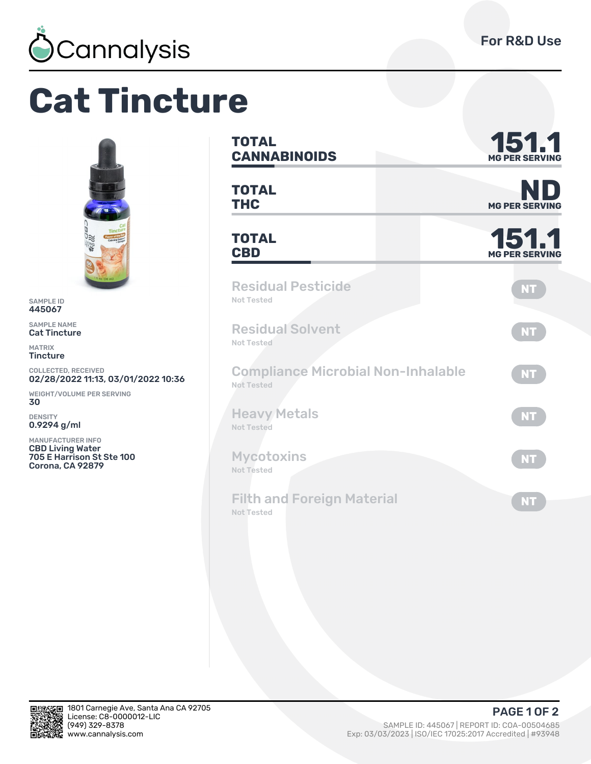Cannalysis

For R&D Use

# Cat Tincture

SAMPLE ID
445067

SAMPLE NAME
Cat Tincture

MATRIX
Tincture

COLLECTED, RECEIVED
02/28/2022 11:13, 03/01/2022 10:36

WEIGHT/VOLUME PER SERVING
30

DENSITY
0.9294 g/ml

MANUFACTURER INFO
CBD Living Water
705 E Harrison St Ste 100
Corona, CA 92879

| | |
|---|---|
| **TOTAL CANNABINOIDS** | **151.1** MG PER SERVING |
| **TOTAL THC** | **ND** MG PER SERVING |
| **TOTAL CBD** | **151.1** MG PER SERVING |

| Test | Status |
|---|---|
| Residual Pesticide (Not Tested) | NT |
| Residual Solvent (Not Tested) | NT |
| Compliance Microbial Non-Inhalable (Not Tested) | NT |
| Heavy Metals (Not Tested) | NT |
| Mycotoxins (Not Tested) | NT |
| Filth and Foreign Material (Not Tested) | NT |

1801 Carnegie Ave, Santa Ana CA 92705
License: C8-0000012-LIC
(949) 329-8378
www.cannalysis.com

SAMPLE ID: 445067 | REPORT ID: COA-00504685
Exp: 03/03/2023 | ISO/IEC 17025:2017 Accredited | #93948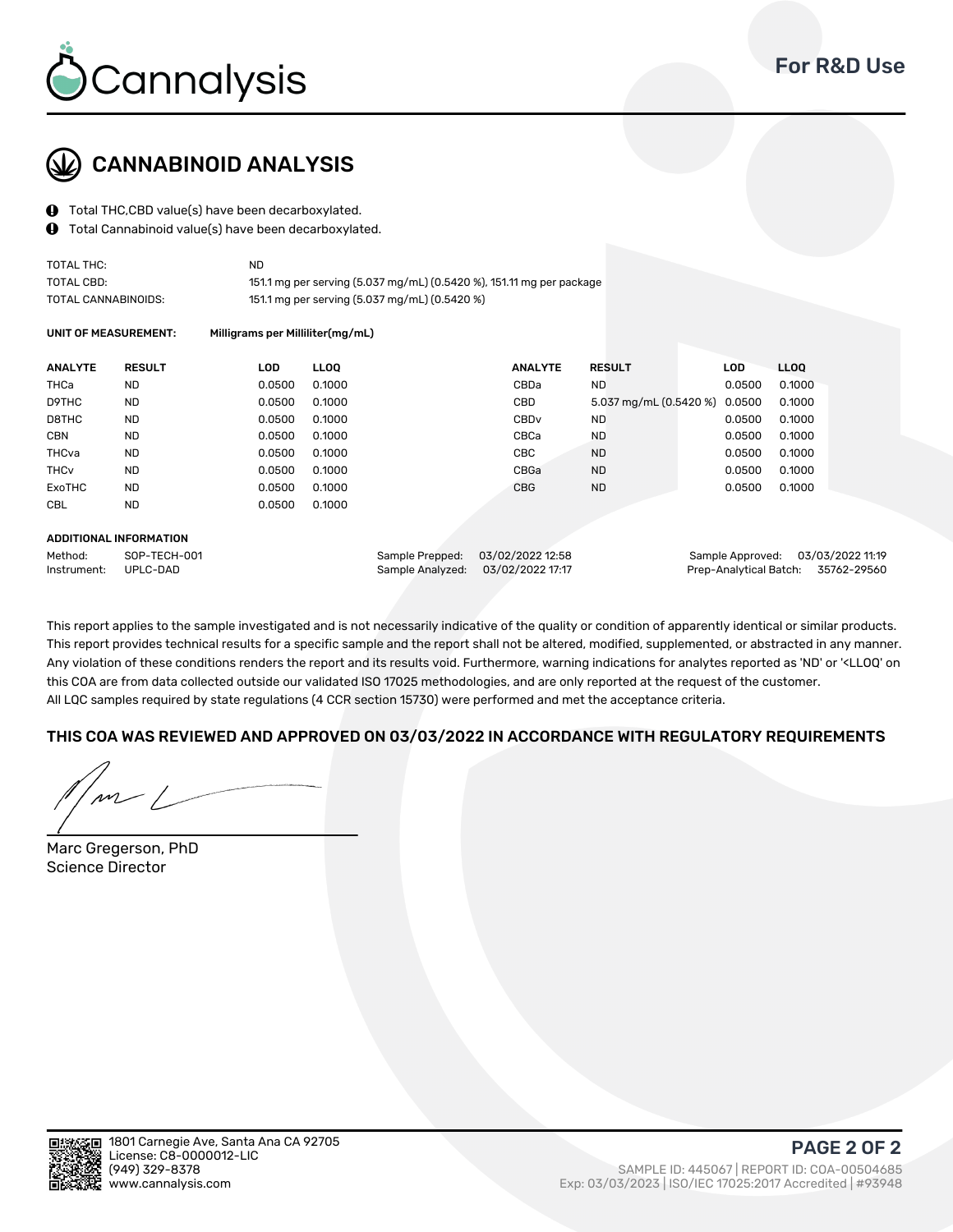Cannalysis

**For R&D Use**

# CANNABINOID ANALYSIS

- Total THC,CBD value(s) have been decarboxylated.
- Total Cannabinoid value(s) have been decarboxylated.

| | |
|---|---|
| TOTAL THC: | ND |
| TOTAL CBD: | 151.1 mg per serving (5.037 mg/mL) (0.5420 %), 151.11 mg per package |
| TOTAL CANNABINOIDS: | 151.1 mg per serving (5.037 mg/mL) (0.5420 %) |

**UNIT OF MEASUREMENT:** **Milligrams per Milliliter(mg/mL)**

| ANALYTE | RESULT | LOD | LLOQ |
|---|---|---|---|
| THCa | ND | 0.0500 | 0.1000 |
| D9THC | ND | 0.0500 | 0.1000 |
| D8THC | ND | 0.0500 | 0.1000 |
| CBN | ND | 0.0500 | 0.1000 |
| THCva | ND | 0.0500 | 0.1000 |
| THCv | ND | 0.0500 | 0.1000 |
| ExoTHC | ND | 0.0500 | 0.1000 |
| CBL | ND | 0.0500 | 0.1000 |
| CBDa | ND | 0.0500 | 0.1000 |
| CBD | 5.037 mg/mL (0.5420 %) | 0.0500 | 0.1000 |
| CBDv | ND | 0.0500 | 0.1000 |
| CBCa | ND | 0.0500 | 0.1000 |
| CBC | ND | 0.0500 | 0.1000 |
| CBGa | ND | 0.0500 | 0.1000 |
| CBG | ND | 0.0500 | 0.1000 |

**ADDITIONAL INFORMATION**

| | | | | | |
|---|---|---|---|---|---|
| Method: | SOP-TECH-001 | Sample Prepped: | 03/02/2022 12:58 | Sample Approved: | 03/03/2022 11:19 |
| Instrument: | UPLC-DAD | Sample Analyzed: | 03/02/2022 17:17 | Prep-Analytical Batch: | 35762-29560 |

This report applies to the sample investigated and is not necessarily indicative of the quality or condition of apparently identical or similar products. This report provides technical results for a specific sample and the report shall not be altered, modified, supplemented, or abstracted in any manner. Any violation of these conditions renders the report and its results void. Furthermore, warning indications for analytes reported as 'ND' or '<LLOQ' on this COA are from data collected outside our validated ISO 17025 methodologies, and are only reported at the request of the customer. All LQC samples required by state regulations (4 CCR section 15730) were performed and met the acceptance criteria.

**THIS COA WAS REVIEWED AND APPROVED ON 03/03/2022 IN ACCORDANCE WITH REGULATORY REQUIREMENTS**

Marc Gregerson, PhD
Science Director

1801 Carnegie Ave, Santa Ana CA 92705
License: C8-0000012-LIC
(949) 329-8378
www.cannalysis.com

SAMPLE ID: 445067 | REPORT ID: COA-00504685
Exp: 03/03/2023 | ISO/IEC 17025:2017 Accredited | #93948